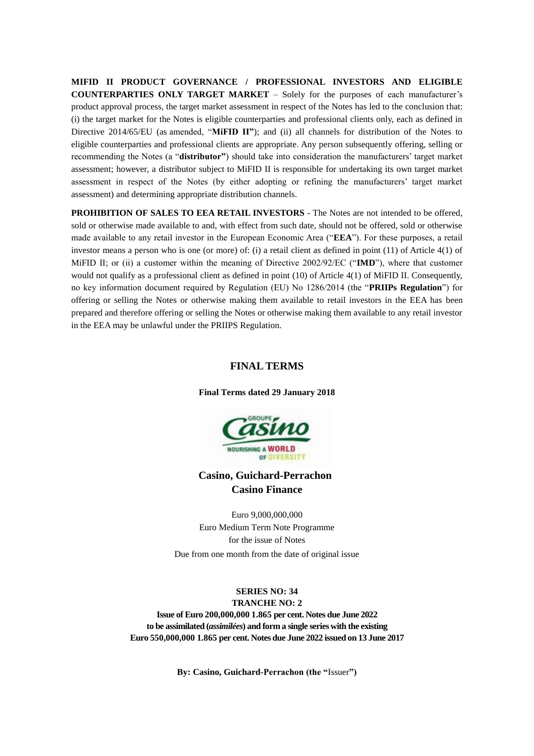**MIFID II PRODUCT GOVERNANCE / PROFESSIONAL INVESTORS AND ELIGIBLE COUNTERPARTIES ONLY TARGET MARKET** – Solely for the purposes of each manufacturer's product approval process, the target market assessment in respect of the Notes has led to the conclusion that: (i) the target market for the Notes is eligible counterparties and professional clients only, each as defined in Directive 2014/65/EU (as amended, "**MiFID II**"); and (ii) all channels for distribution of the Notes to eligible counterparties and professional clients are appropriate. Any person subsequently offering, selling or recommending the Notes (a "**distributor**") should take into consideration the manufacturers' target market assessment; however, a distributor subject to MiFID II is responsible for undertaking its own target market assessment in respect of the Notes (by either adopting or refining the manufacturers' target market assessment) and determining appropriate distribution channels.

**PROHIBITION OF SALES TO EEA RETAIL INVESTORS** - The Notes are not intended to be offered, sold or otherwise made available to and, with effect from such date, should not be offered, sold or otherwise made available to any retail investor in the European Economic Area ("**EEA**"). For these purposes, a retail investor means a person who is one (or more) of: (i) a retail client as defined in point (11) of Article 4(1) of MiFID II; or (ii) a customer within the meaning of Directive 2002/92/EC ("**IMD**"), where that customer would not qualify as a professional client as defined in point (10) of Article 4(1) of MiFID II. Consequently, no key information document required by Regulation (EU) No 1286/2014 (the "**PRIIPs Regulation**") for offering or selling the Notes or otherwise making them available to retail investors in the EEA has been prepared and therefore offering or selling the Notes or otherwise making them available to any retail investor in the EEA may be unlawful under the PRIIPS Regulation.

# FINAL TERMS

**Final Terms dated 29 January 2018**

## Casino, Guichard-Perrachon
## Casino Finance

Euro 9,000,000,000
Euro Medium Term Note Programme
for the issue of Notes
Due from one month from the date of original issue

**SERIES NO: 34**
**TRANCHE NO: 2**
**Issue of Euro 200,000,000 1.865 per cent. Notes due June 2022 to be assimilated (*assimilées*) and form a single series with the existing Euro 550,000,000 1.865 per cent. Notes due June 2022 issued on 13 June 2017**

**By: Casino, Guichard-Perrachon (the "**Issuer**")**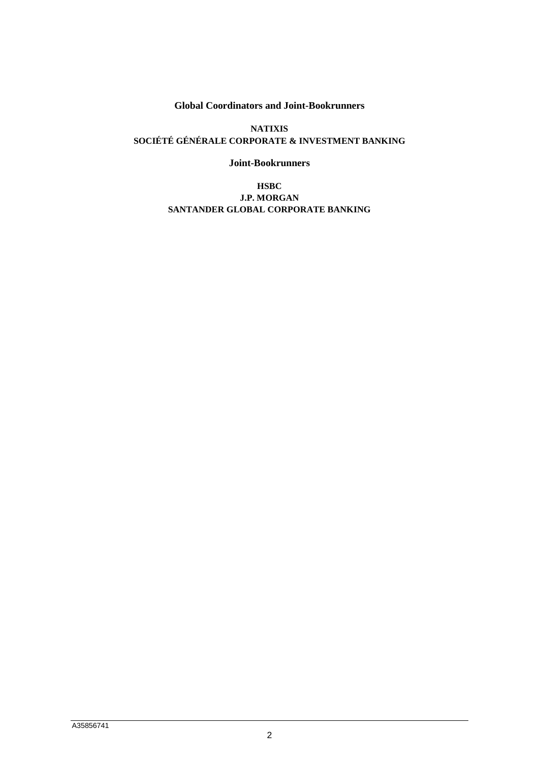**Global Coordinators and Joint-Bookrunners**

**NATIXIS**
**SOCIÉTÉ GÉNÉRALE CORPORATE & INVESTMENT BANKING**

**Joint-Bookrunners**

**HSBC**
**J.P. MORGAN**
**SANTANDER GLOBAL CORPORATE BANKING**

A35856741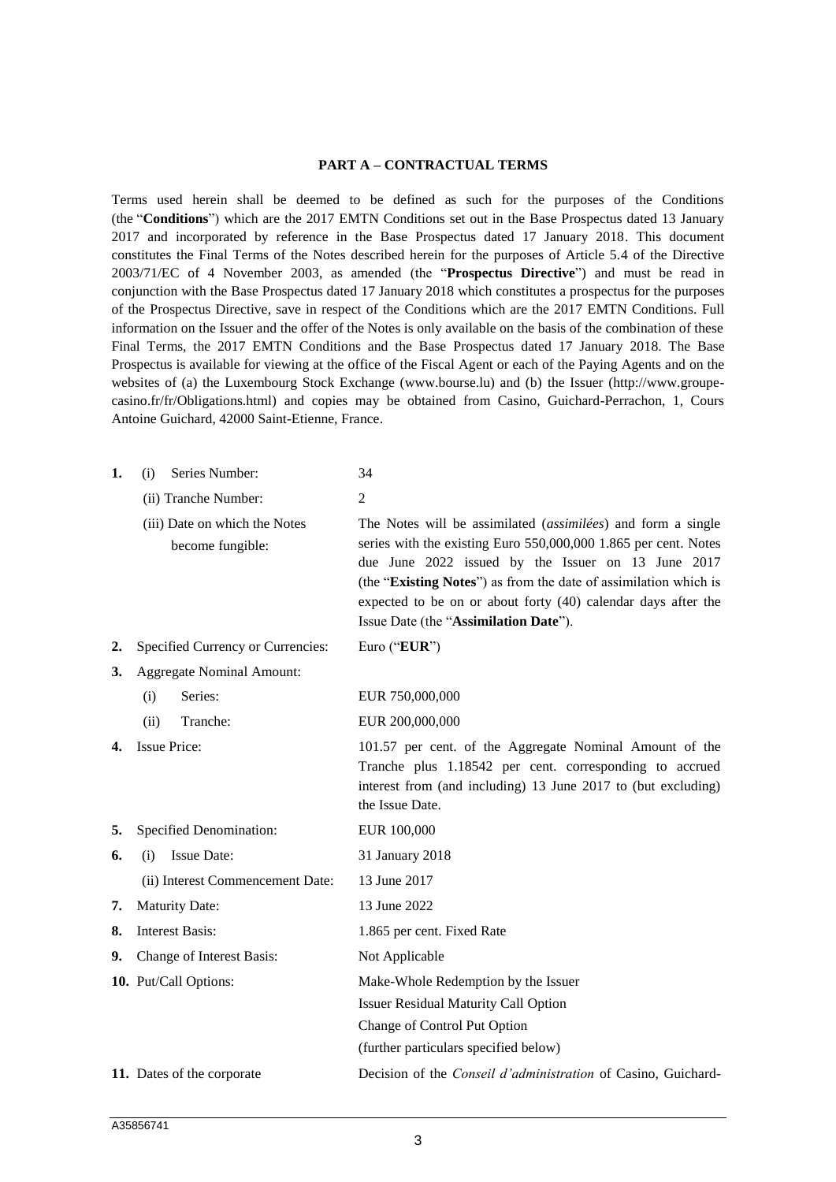## PART A – CONTRACTUAL TERMS

Terms used herein shall be deemed to be defined as such for the purposes of the Conditions (the "**Conditions**") which are the 2017 EMTN Conditions set out in the Base Prospectus dated 13 January 2017 and incorporated by reference in the Base Prospectus dated 17 January 2018. This document constitutes the Final Terms of the Notes described herein for the purposes of Article 5.4 of the Directive 2003/71/EC of 4 November 2003, as amended (the "**Prospectus Directive**") and must be read in conjunction with the Base Prospectus dated 17 January 2018 which constitutes a prospectus for the purposes of the Prospectus Directive, save in respect of the Conditions which are the 2017 EMTN Conditions. Full information on the Issuer and the offer of the Notes is only available on the basis of the combination of these Final Terms, the 2017 EMTN Conditions and the Base Prospectus dated 17 January 2018. The Base Prospectus is available for viewing at the office of the Fiscal Agent or each of the Paying Agents and on the websites of (a) the Luxembourg Stock Exchange (www.bourse.lu) and (b) the Issuer (http://www.groupe-casino.fr/fr/Obligations.html) and copies may be obtained from Casino, Guichard-Perrachon, 1, Cours Antoine Guichard, 42000 Saint-Etienne, France.

| | | |
|---|---|---|
| **1.** | (i) Series Number: | 34 |
| | (ii) Tranche Number: | 2 |
| | (iii) Date on which the Notes become fungible: | The Notes will be assimilated (*assimilées*) and form a single series with the existing Euro 550,000,000 1.865 per cent. Notes due June 2022 issued by the Issuer on 13 June 2017 (the "**Existing Notes**") as from the date of assimilation which is expected to be on or about forty (40) calendar days after the Issue Date (the "**Assimilation Date**"). |
| **2.** | Specified Currency or Currencies: | Euro ("**EUR**") |
| **3.** | Aggregate Nominal Amount: | |
| | (i) Series: | EUR 750,000,000 |
| | (ii) Tranche: | EUR 200,000,000 |
| **4.** | Issue Price: | 101.57 per cent. of the Aggregate Nominal Amount of the Tranche plus 1.18542 per cent. corresponding to accrued interest from (and including) 13 June 2017 to (but excluding) the Issue Date. |
| **5.** | Specified Denomination: | EUR 100,000 |
| **6.** | (i) Issue Date: | 31 January 2018 |
| | (ii) Interest Commencement Date: | 13 June 2017 |
| **7.** | Maturity Date: | 13 June 2022 |
| **8.** | Interest Basis: | 1.865 per cent. Fixed Rate |
| **9.** | Change of Interest Basis: | Not Applicable |
| **10.** | Put/Call Options: | Make-Whole Redemption by the Issuer<br>Issuer Residual Maturity Call Option<br>Change of Control Put Option<br>(further particulars specified below) |
| **11.** | Dates of the corporate | Decision of the *Conseil d'administration* of Casino, Guichard- |

A35856741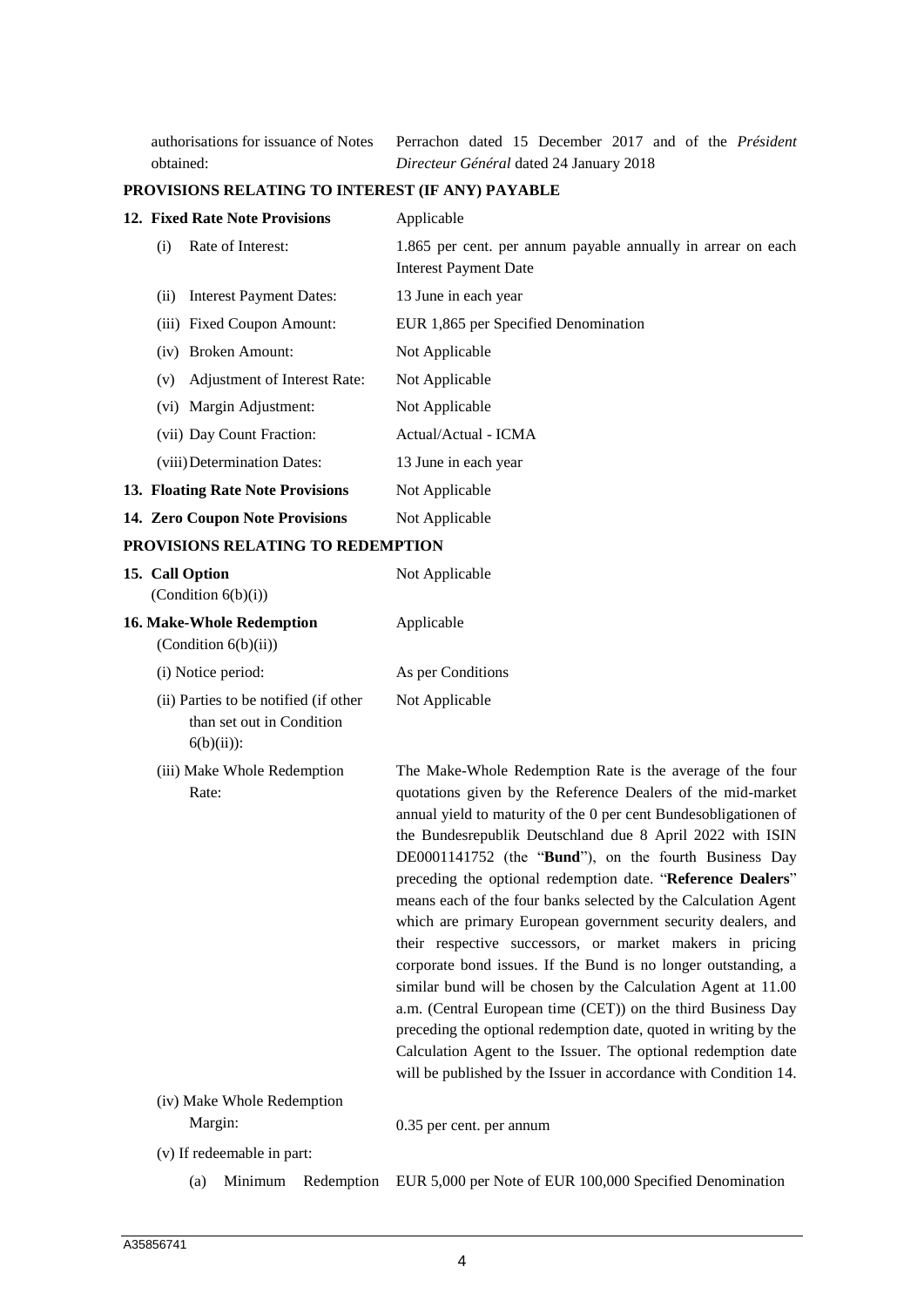| | |
|---|---|
| authorisations for issuance of Notes obtained: | Perrachon dated 15 December 2017 and of the *Président Directeur Général* dated 24 January 2018 |

## PROVISIONS RELATING TO INTEREST (IF ANY) PAYABLE

| | |
|---|---|
| **12. Fixed Rate Note Provisions** | Applicable |
| (i) Rate of Interest: | 1.865 per cent. per annum payable annually in arrear on each Interest Payment Date |
| (ii) Interest Payment Dates: | 13 June in each year |
| (iii) Fixed Coupon Amount: | EUR 1,865 per Specified Denomination |
| (iv) Broken Amount: | Not Applicable |
| (v) Adjustment of Interest Rate: | Not Applicable |
| (vi) Margin Adjustment: | Not Applicable |
| (vii) Day Count Fraction: | Actual/Actual - ICMA |
| (viii) Determination Dates: | 13 June in each year |
| **13. Floating Rate Note Provisions** | Not Applicable |
| **14. Zero Coupon Note Provisions** | Not Applicable |

## PROVISIONS RELATING TO REDEMPTION

| | |
|---|---|
| **15. Call Option** (Condition 6(b)(i)) | Not Applicable |
| **16. Make-Whole Redemption** (Condition 6(b)(ii)) | Applicable |
| (i) Notice period: | As per Conditions |
| (ii) Parties to be notified (if other than set out in Condition 6(b)(ii)): | Not Applicable |
| (iii) Make Whole Redemption Rate: | The Make-Whole Redemption Rate is the average of the four quotations given by the Reference Dealers of the mid-market annual yield to maturity of the 0 per cent Bundesobligationen of the Bundesrepublik Deutschland due 8 April 2022 with ISIN DE0001141752 (the "**Bund**"), on the fourth Business Day preceding the optional redemption date. "**Reference Dealers**" means each of the four banks selected by the Calculation Agent which are primary European government security dealers, and their respective successors, or market makers in pricing corporate bond issues. If the Bund is no longer outstanding, a similar bund will be chosen by the Calculation Agent at 11.00 a.m. (Central European time (CET)) on the third Business Day preceding the optional redemption date, quoted in writing by the Calculation Agent to the Issuer. The optional redemption date will be published by the Issuer in accordance with Condition 14. |
| (iv) Make Whole Redemption Margin: | 0.35 per cent. per annum |
| (v) If redeemable in part: | |
| (a) Minimum Redemption | EUR 5,000 per Note of EUR 100,000 Specified Denomination |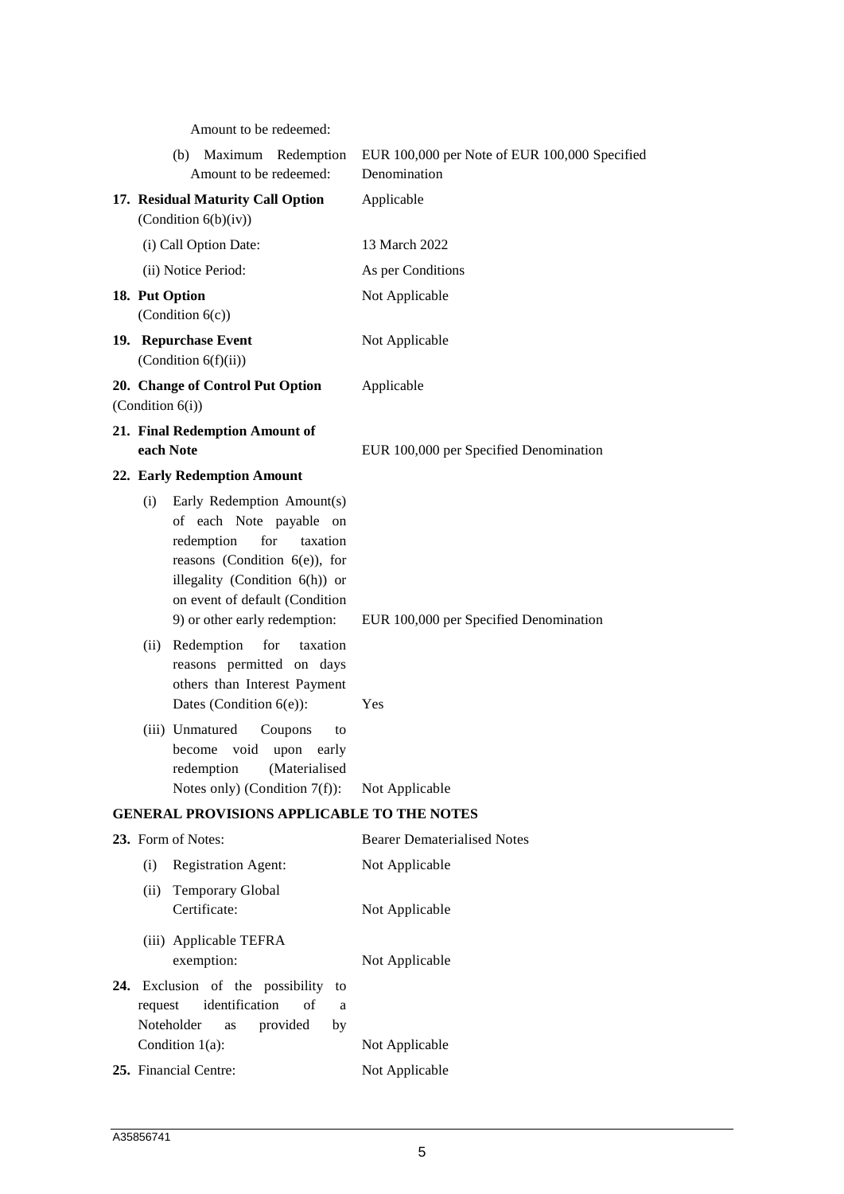| | |
|---|---|
| Amount to be redeemed: | |
| (b) Maximum Redemption Amount to be redeemed: | EUR 100,000 per Note of EUR 100,000 Specified Denomination |
| **17. Residual Maturity Call Option** (Condition 6(b)(iv)) | Applicable |
| (i) Call Option Date: | 13 March 2022 |
| (ii) Notice Period: | As per Conditions |
| **18. Put Option** (Condition 6(c)) | Not Applicable |
| **19. Repurchase Event** (Condition 6(f)(ii)) | Not Applicable |
| **20. Change of Control Put Option** (Condition 6(i)) | Applicable |
| **21. Final Redemption Amount of each Note** | EUR 100,000 per Specified Denomination |
| **22. Early Redemption Amount** | |
| (i) Early Redemption Amount(s) of each Note payable on redemption for taxation reasons (Condition 6(e)), for illegality (Condition 6(h)) or on event of default (Condition 9) or other early redemption: | EUR 100,000 per Specified Denomination |
| (ii) Redemption for taxation reasons permitted on days others than Interest Payment Dates (Condition 6(e)): | Yes |
| (iii) Unmatured Coupons to become void upon early redemption (Materialised Notes only) (Condition 7(f)): | Not Applicable |

**GENERAL PROVISIONS APPLICABLE TO THE NOTES**

| | |
|---|---|
| **23.** Form of Notes: | Bearer Dematerialised Notes |
| (i) Registration Agent: | Not Applicable |
| (ii) Temporary Global Certificate: | Not Applicable |
| (iii) Applicable TEFRA exemption: | Not Applicable |
| **24.** Exclusion of the possibility to request identification of a Noteholder as provided by Condition 1(a): | Not Applicable |
| **25.** Financial Centre: | Not Applicable |

A35856741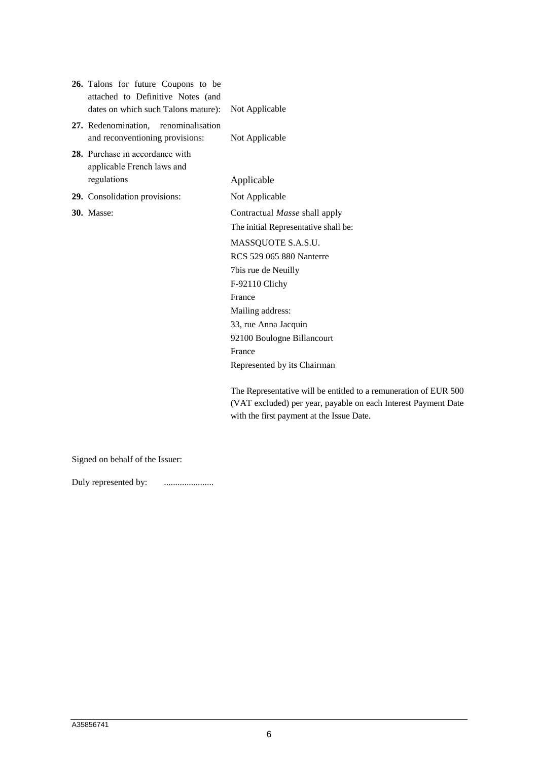| | |
|---|---|
| **26.** Talons for future Coupons to be attached to Definitive Notes (and dates on which such Talons mature): | Not Applicable |
| **27.** Redenomination, renominalisation and reconventioning provisions: | Not Applicable |
| **28.** Purchase in accordance with applicable French laws and regulations | Applicable |
| **29.** Consolidation provisions: | Not Applicable |
| **30.** Masse: | Contractual *Masse* shall apply<br>The initial Representative shall be:<br>MASSQUOTE S.A.S.U.<br>RCS 529 065 880 Nanterre<br>7bis rue de Neuilly<br>F-92110 Clichy<br>France<br>Mailing address:<br>33, rue Anna Jacquin<br>92100 Boulogne Billancourt<br>France<br>Represented by its Chairman<br><br>The Representative will be entitled to a remuneration of EUR 500 (VAT excluded) per year, payable on each Interest Payment Date with the first payment at the Issue Date. |

Signed on behalf of the Issuer:

Duly represented by: ......................

A35856741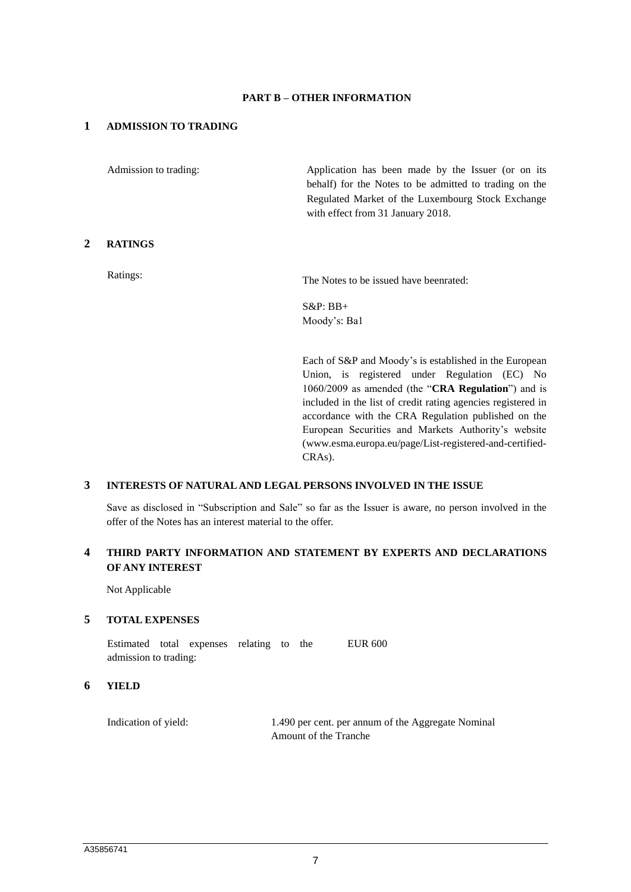## PART B – OTHER INFORMATION

### 1 ADMISSION TO TRADING

Admission to trading: Application has been made by the Issuer (or on its behalf) for the Notes to be admitted to trading on the Regulated Market of the Luxembourg Stock Exchange with effect from 31 January 2018.

### 2 RATINGS

Ratings: The Notes to be issued have beenrated:

S&P: BB+
Moody's: Ba1

Each of S&P and Moody's is established in the European Union, is registered under Regulation (EC) No 1060/2009 as amended (the "**CRA Regulation**") and is included in the list of credit rating agencies registered in accordance with the CRA Regulation published on the European Securities and Markets Authority's website (www.esma.europa.eu/page/List-registered-and-certified-CRAs).

### 3 INTERESTS OF NATURAL AND LEGAL PERSONS INVOLVED IN THE ISSUE

Save as disclosed in "Subscription and Sale" so far as the Issuer is aware, no person involved in the offer of the Notes has an interest material to the offer.

### 4 THIRD PARTY INFORMATION AND STATEMENT BY EXPERTS AND DECLARATIONS OF ANY INTEREST

Not Applicable

### 5 TOTAL EXPENSES

Estimated total expenses relating to the admission to trading: EUR 600

### 6 YIELD

Indication of yield: 1.490 per cent. per annum of the Aggregate Nominal Amount of the Tranche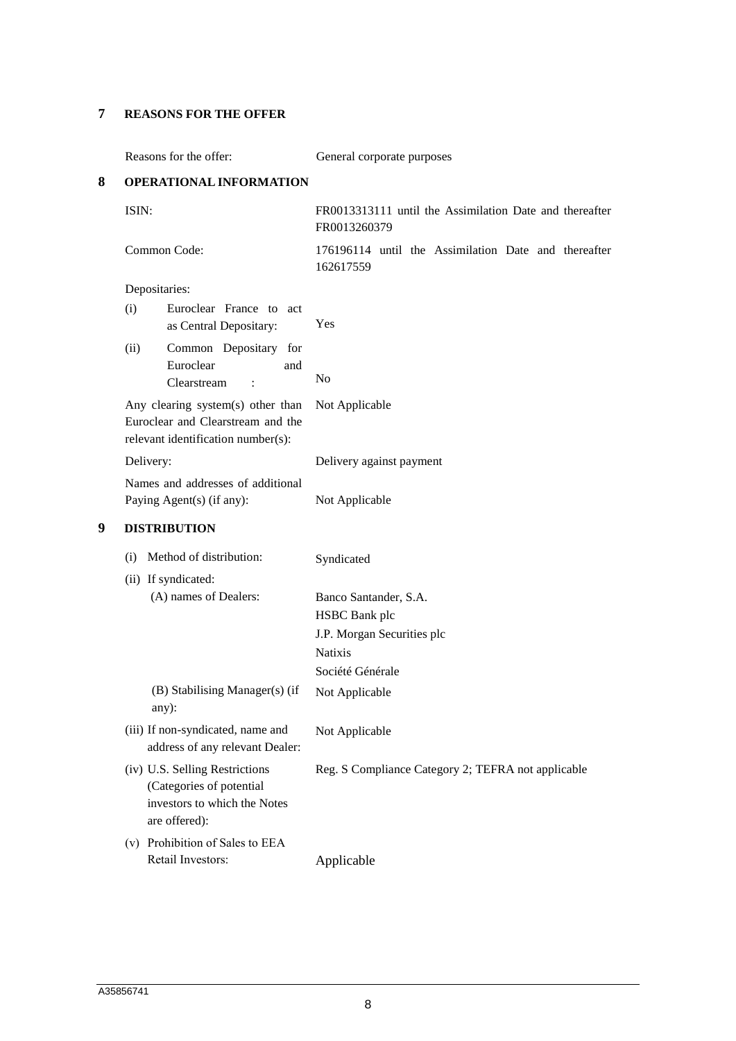## 7 REASONS FOR THE OFFER

| | |
|---|---|
| Reasons for the offer: | General corporate purposes |

## 8 OPERATIONAL INFORMATION

| | |
|---|---|
| ISIN: | FR0013313111 until the Assimilation Date and thereafter FR0013260379 |
| Common Code: | 176196114 until the Assimilation Date and thereafter 162617559 |
| Depositaries: | |
| (i) Euroclear France to act as Central Depositary: | Yes |
| (ii) Common Depositary for Euroclear and Clearstream : | No |
| Any clearing system(s) other than Euroclear and Clearstream and the relevant identification number(s): | Not Applicable |
| Delivery: | Delivery against payment |
| Names and addresses of additional Paying Agent(s) (if any): | Not Applicable |

## 9 DISTRIBUTION

| | |
|---|---|
| (i) Method of distribution: | Syndicated |
| (ii) If syndicated: | |
| (A) names of Dealers: | Banco Santander, S.A.<br>HSBC Bank plc<br>J.P. Morgan Securities plc<br>Natixis<br>Société Générale |
| (B) Stabilising Manager(s) (if any): | Not Applicable |
| (iii) If non-syndicated, name and address of any relevant Dealer: | Not Applicable |
| (iv) U.S. Selling Restrictions (Categories of potential investors to which the Notes are offered): | Reg. S Compliance Category 2; TEFRA not applicable |
| (v) Prohibition of Sales to EEA Retail Investors: | Applicable |

A35856741